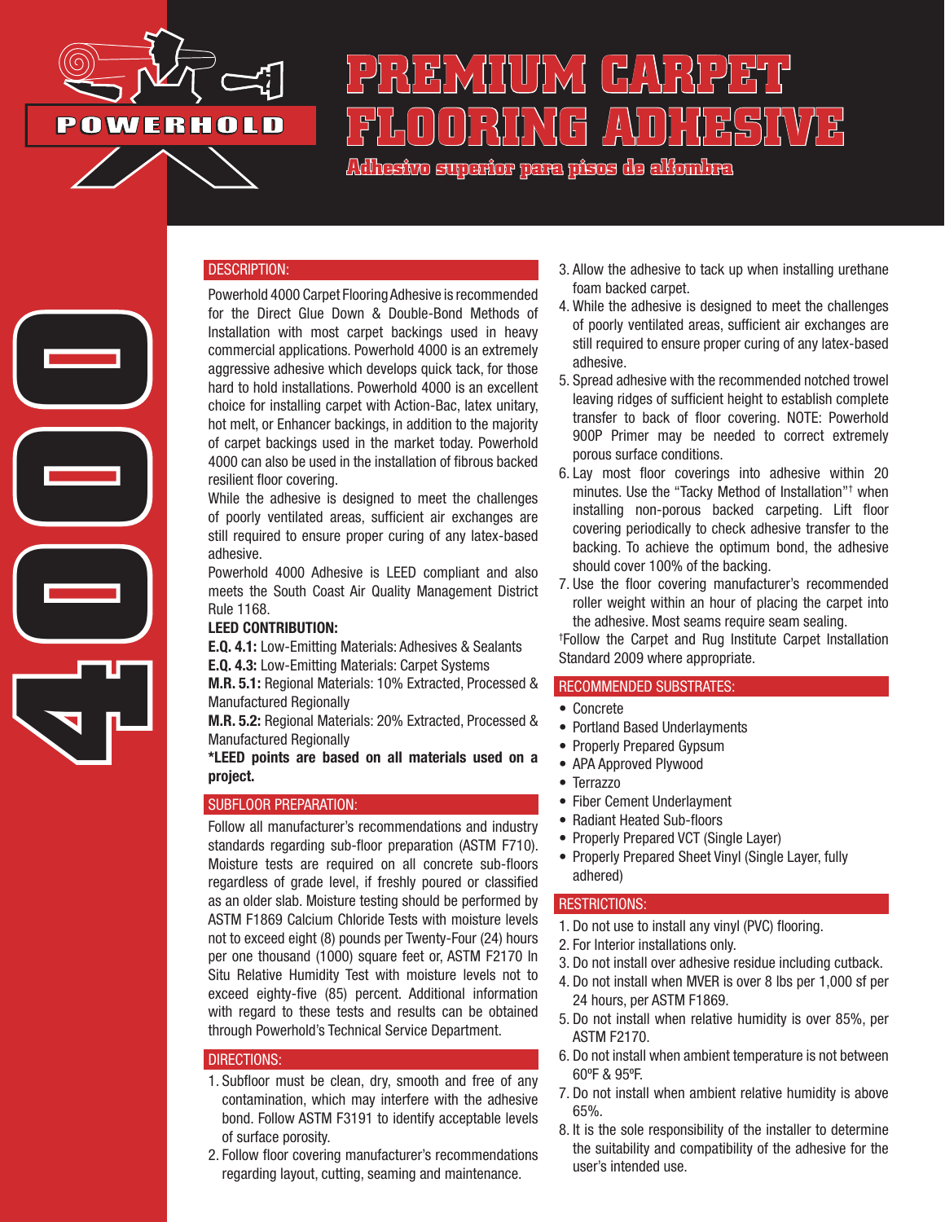POWERHOLD

# PREMIUM CARPET FLOORING ADHESIVE

**Adhesivo superior para pisos de alfombra**

4000

## DESCRIPTION:

Powerhold 4000 Carpet Flooring Adhesive is recommended for the Direct Glue Down & Double-Bond Methods of Installation with most carpet backings used in heavy commercial applications. Powerhold 4000 is an extremely aggressive adhesive which develops quick tack, for those hard to hold installations. Powerhold 4000 is an excellent choice for installing carpet with Action-Bac, latex unitary, hot melt, or Enhancer backings, in addition to the majority of carpet backings used in the market today. Powerhold 4000 can also be used in the installation of fibrous backed resilient floor covering.

While the adhesive is designed to meet the challenges of poorly ventilated areas, sufficient air exchanges are still required to ensure proper curing of any latex-based adhesive.

Powerhold 4000 Adhesive is LEED compliant and also meets the South Coast Air Quality Management District Rule 1168.

**LEED CONTRIBUTION:**

**E.Q. 4.1:** Low-Emitting Materials: Adhesives & Sealants

**E.Q. 4.3:** Low-Emitting Materials: Carpet Systems

**M.R. 5.1:** Regional Materials: 10% Extracted, Processed & Manufactured Regionally

**M.R. 5.2:** Regional Materials: 20% Extracted, Processed & Manufactured Regionally

***LEED points are based on all materials used on a project.**

## SUBFLOOR PREPARATION:

Follow all manufacturer's recommendations and industry standards regarding sub-floor preparation (ASTM F710). Moisture tests are required on all concrete sub-floors regardless of grade level, if freshly poured or classified as an older slab. Moisture testing should be performed by ASTM F1869 Calcium Chloride Tests with moisture levels not to exceed eight (8) pounds per Twenty-Four (24) hours per one thousand (1000) square feet or, ASTM F2170 In Situ Relative Humidity Test with moisture levels not to exceed eighty-five (85) percent. Additional information with regard to these tests and results can be obtained through Powerhold's Technical Service Department.

## DIRECTIONS:

1. Subfloor must be clean, dry, smooth and free of any contamination, which may interfere with the adhesive bond. Follow ASTM F3191 to identify acceptable levels of surface porosity.
2. Follow floor covering manufacturer's recommendations regarding layout, cutting, seaming and maintenance.
3. Allow the adhesive to tack up when installing urethane foam backed carpet.
4. While the adhesive is designed to meet the challenges of poorly ventilated areas, sufficient air exchanges are still required to ensure proper curing of any latex-based adhesive.
5. Spread adhesive with the recommended notched trowel leaving ridges of sufficient height to establish complete transfer to back of floor covering. NOTE: Powerhold 900P Primer may be needed to correct extremely porous surface conditions.
6. Lay most floor coverings into adhesive within 20 minutes. Use the "Tacky Method of Installation"† when installing non-porous backed carpeting. Lift floor covering periodically to check adhesive transfer to the backing. To achieve the optimum bond, the adhesive should cover 100% of the backing.
7. Use the floor covering manufacturer's recommended roller weight within an hour of placing the carpet into the adhesive. Most seams require seam sealing.

†Follow the Carpet and Rug Institute Carpet Installation Standard 2009 where appropriate.

## RECOMMENDED SUBSTRATES:

- Concrete
- Portland Based Underlayments
- Properly Prepared Gypsum
- APA Approved Plywood
- Terrazzo
- Fiber Cement Underlayment
- Radiant Heated Sub-floors
- Properly Prepared VCT (Single Layer)
- Properly Prepared Sheet Vinyl (Single Layer, fully adhered)

## RESTRICTIONS:

1. Do not use to install any vinyl (PVC) flooring.
2. For Interior installations only.
3. Do not install over adhesive residue including cutback.
4. Do not install when MVER is over 8 lbs per 1,000 sf per 24 hours, per ASTM F1869.
5. Do not install when relative humidity is over 85%, per ASTM F2170.
6. Do not install when ambient temperature is not between 60ºF & 95ºF.
7. Do not install when ambient relative humidity is above 65%.
8. It is the sole responsibility of the installer to determine the suitability and compatibility of the adhesive for the user's intended use.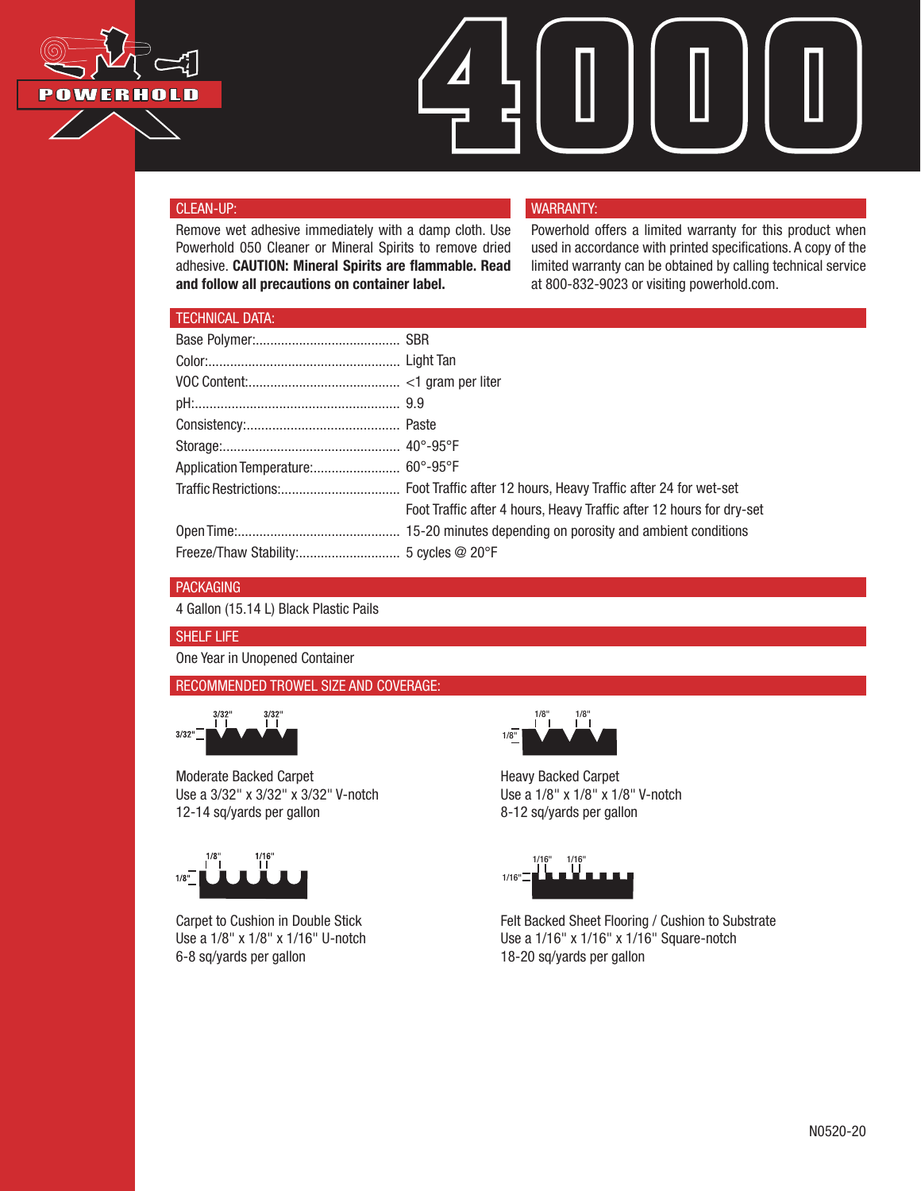# 4000

## CLEAN-UP:

Remove wet adhesive immediately with a damp cloth. Use Powerhold 050 Cleaner or Mineral Spirits to remove dried adhesive. **CAUTION: Mineral Spirits are flammable. Read and follow all precautions on container label.**

## WARRANTY:

Powerhold offers a limited warranty for this product when used in accordance with printed specifications. A copy of the limited warranty can be obtained by calling technical service at 800-832-9023 or visiting powerhold.com.

## TECHNICAL DATA:

| | |
|---|---|
| Base Polymer: | SBR |
| Color: | Light Tan |
| VOC Content: | <1 gram per liter |
| pH: | 9.9 |
| Consistency: | Paste |
| Storage: | 40°-95°F |
| Application Temperature: | 60°-95°F |
| Traffic Restrictions: | Foot Traffic after 12 hours, Heavy Traffic after 24 for wet-set |
| | Foot Traffic after 4 hours, Heavy Traffic after 12 hours for dry-set |
| Open Time: | 15-20 minutes depending on porosity and ambient conditions |
| Freeze/Thaw Stability: | 5 cycles @ 20°F |

## PACKAGING

4 Gallon (15.14 L) Black Plastic Pails

## SHELF LIFE

One Year in Unopened Container

## RECOMMENDED TROWEL SIZE AND COVERAGE:

3/32" 3/32" 3/32"

Moderate Backed Carpet
Use a 3/32" x 3/32" x 3/32" V-notch
12-14 sq/yards per gallon

1/8" 1/8" 1/8"

Heavy Backed Carpet
Use a 1/8" x 1/8" x 1/8" V-notch
8-12 sq/yards per gallon

1/8" 1/16" 1/8"

Carpet to Cushion in Double Stick
Use a 1/8" x 1/8" x 1/16" U-notch
6-8 sq/yards per gallon

1/16" 1/16" 1/16"

Felt Backed Sheet Flooring / Cushion to Substrate
Use a 1/16" x 1/16" x 1/16" Square-notch
18-20 sq/yards per gallon

N0520-20